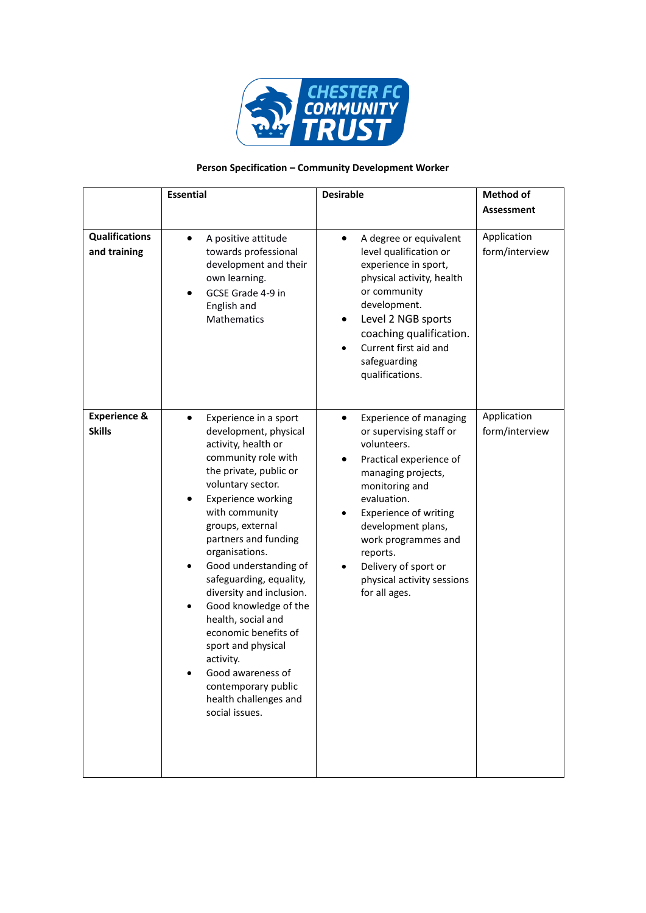**CHESTER FC COMMUNITY TRUST**

**Person Specification – Community Development Worker**

| | **Essential** | **Desirable** | **Method of Assessment** |
|---|---|---|---|
| **Qualifications and training** | • A positive attitude towards professional development and their own learning.<br>• GCSE Grade 4-9 in English and Mathematics | • A degree or equivalent level qualification or experience in sport, physical activity, health or community development.<br>• Level 2 NGB sports coaching qualification.<br>• Current first aid and safeguarding qualifications. | Application form/interview |
| **Experience & Skills** | • Experience in a sport development, physical activity, health or community role with the private, public or voluntary sector.<br>• Experience working with community groups, external partners and funding organisations.<br>• Good understanding of safeguarding, equality, diversity and inclusion.<br>• Good knowledge of the health, social and economic benefits of sport and physical activity.<br>• Good awareness of contemporary public health challenges and social issues. | • Experience of managing or supervising staff or volunteers.<br>• Practical experience of managing projects, monitoring and evaluation.<br>• Experience of writing development plans, work programmes and reports.<br>• Delivery of sport or physical activity sessions for all ages. | Application form/interview |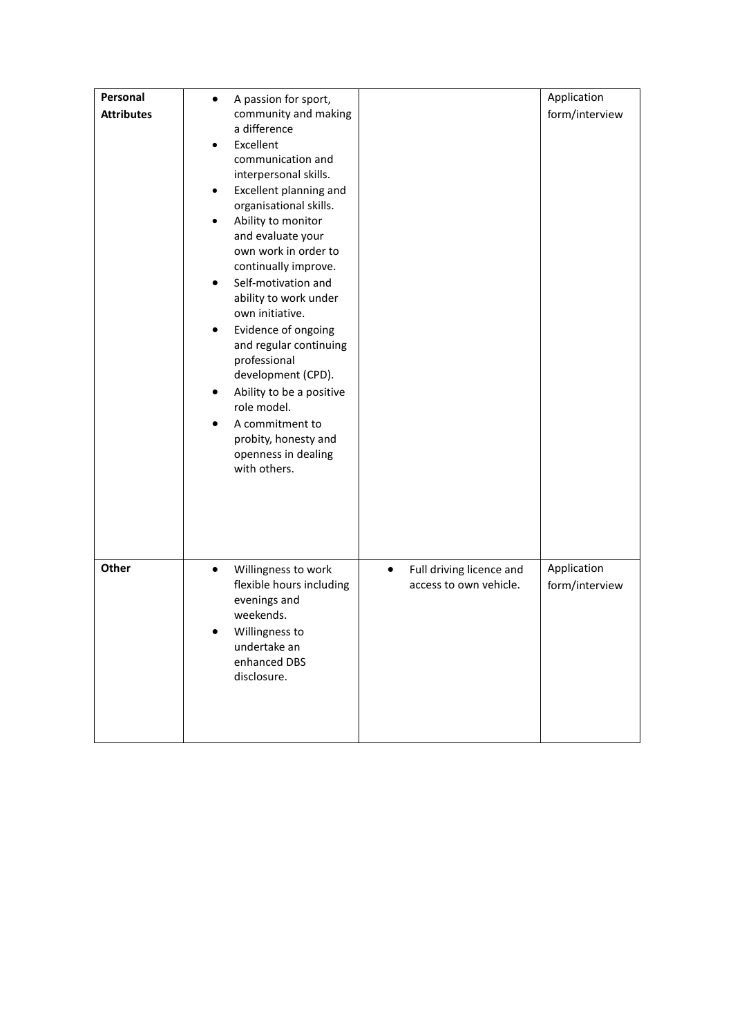| | | | |
|---|---|---|---|
| **Personal Attributes** | • A passion for sport, community and making a difference<br>• Excellent communication and interpersonal skills.<br>• Excellent planning and organisational skills.<br>• Ability to monitor and evaluate your own work in order to continually improve.<br>• Self-motivation and ability to work under own initiative.<br>• Evidence of ongoing and regular continuing professional development (CPD).<br>• Ability to be a positive role model.<br>• A commitment to probity, honesty and openness in dealing with others. | | Application form/interview |
| **Other** | • Willingness to work flexible hours including evenings and weekends.<br>• Willingness to undertake an enhanced DBS disclosure. | • Full driving licence and access to own vehicle. | Application form/interview |